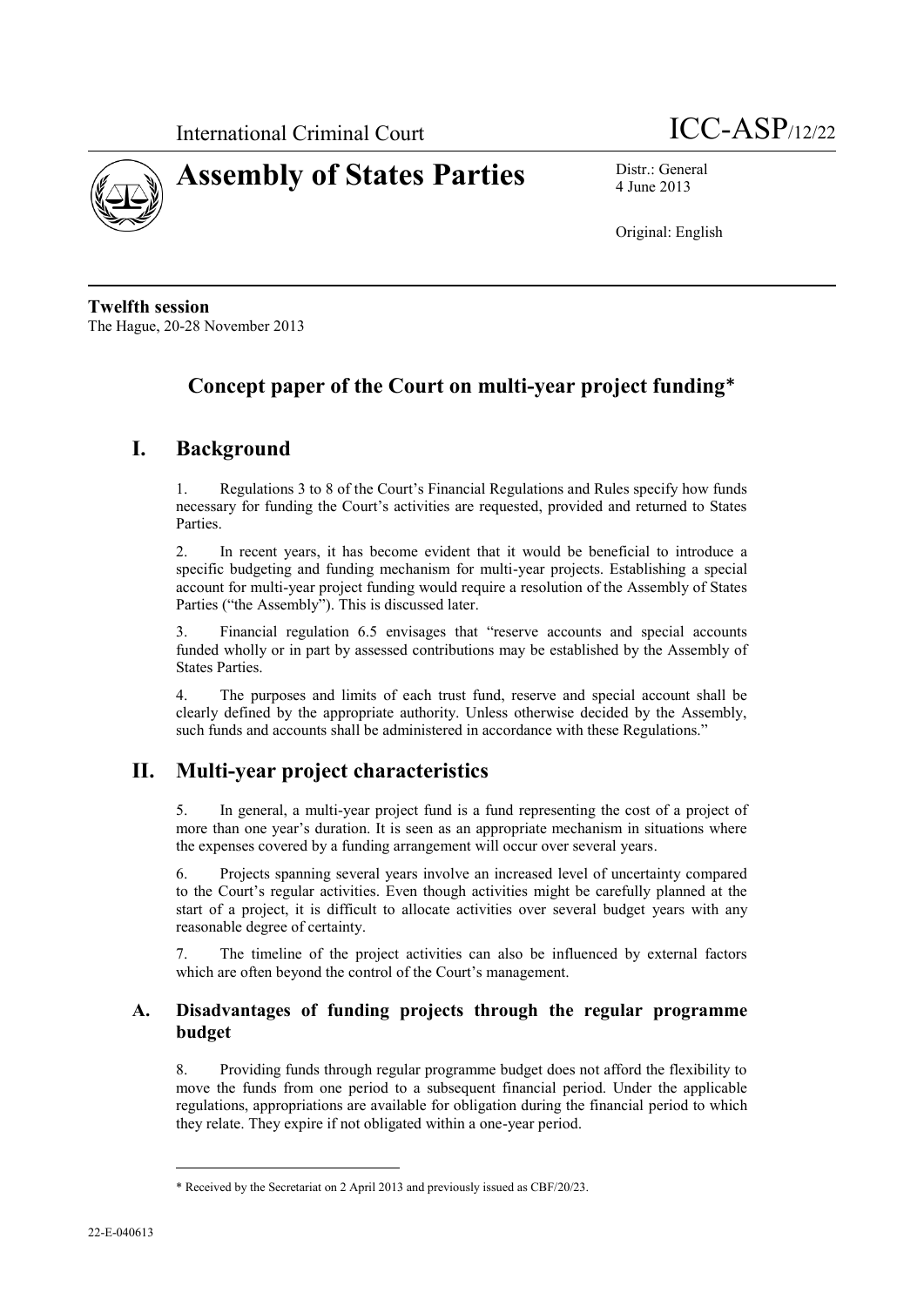International Criminal Court ICC-ASP/12/22

# Assembly of States Parties

Distr.: General
4 June 2013

Original: English

**Twelfth session**
The Hague, 20-28 November 2013

## Concept paper of the Court on multi-year project funding*

## I. Background

1. Regulations 3 to 8 of the Court's Financial Regulations and Rules specify how funds necessary for funding the Court's activities are requested, provided and returned to States Parties.

2. In recent years, it has become evident that it would be beneficial to introduce a specific budgeting and funding mechanism for multi-year projects. Establishing a special account for multi-year project funding would require a resolution of the Assembly of States Parties ("the Assembly"). This is discussed later.

3. Financial regulation 6.5 envisages that "reserve accounts and special accounts funded wholly or in part by assessed contributions may be established by the Assembly of States Parties.

4. The purposes and limits of each trust fund, reserve and special account shall be clearly defined by the appropriate authority. Unless otherwise decided by the Assembly, such funds and accounts shall be administered in accordance with these Regulations."

## II. Multi-year project characteristics

5. In general, a multi-year project fund is a fund representing the cost of a project of more than one year's duration. It is seen as an appropriate mechanism in situations where the expenses covered by a funding arrangement will occur over several years.

6. Projects spanning several years involve an increased level of uncertainty compared to the Court's regular activities. Even though activities might be carefully planned at the start of a project, it is difficult to allocate activities over several budget years with any reasonable degree of certainty.

7. The timeline of the project activities can also be influenced by external factors which are often beyond the control of the Court's management.

### A. Disadvantages of funding projects through the regular programme budget

8. Providing funds through regular programme budget does not afford the flexibility to move the funds from one period to a subsequent financial period. Under the applicable regulations, appropriations are available for obligation during the financial period to which they relate. They expire if not obligated within a one-year period.

---

\* Received by the Secretariat on 2 April 2013 and previously issued as CBF/20/23.

22-E-040613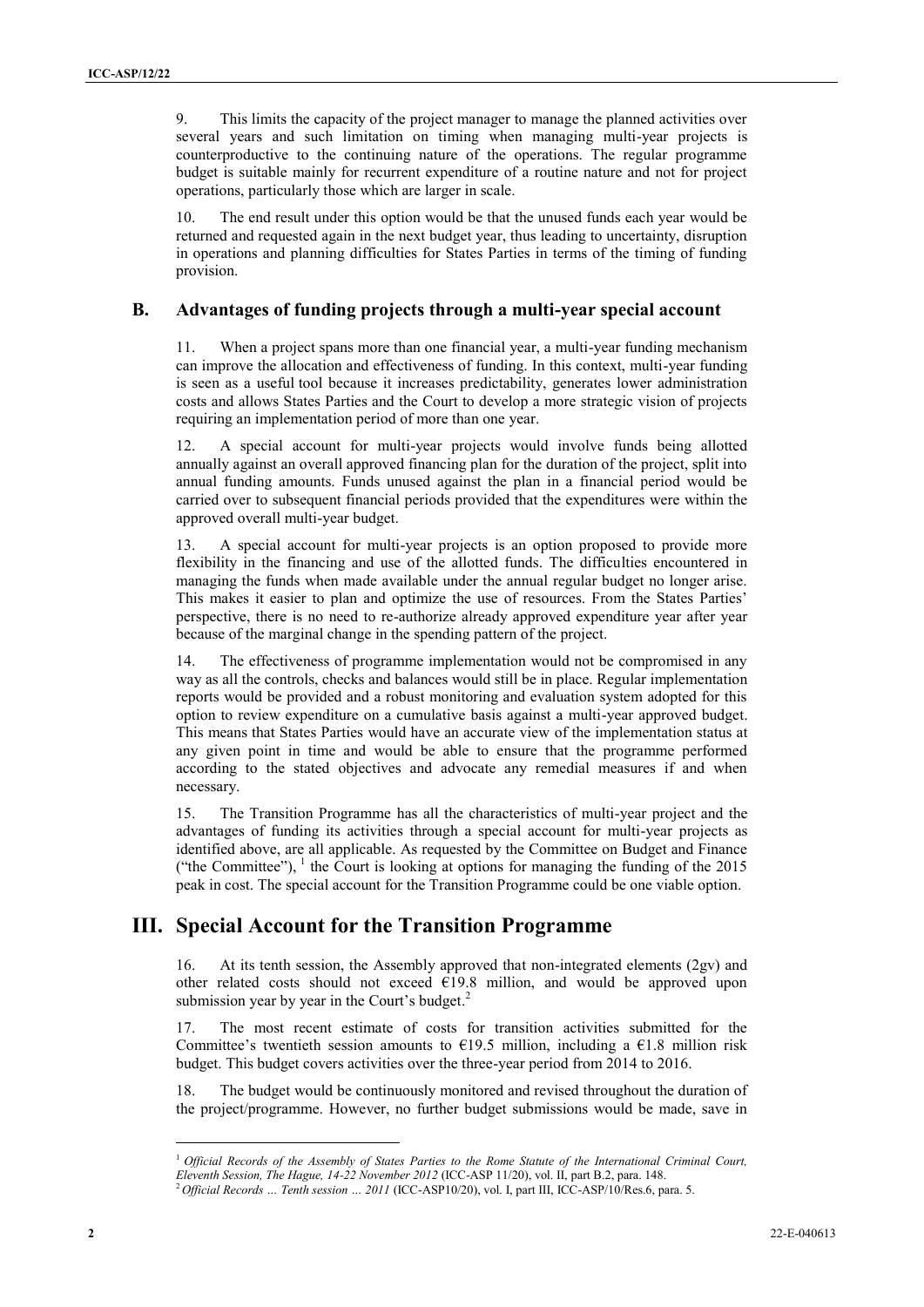9. This limits the capacity of the project manager to manage the planned activities over several years and such limitation on timing when managing multi-year projects is counterproductive to the continuing nature of the operations. The regular programme budget is suitable mainly for recurrent expenditure of a routine nature and not for project operations, particularly those which are larger in scale.

10. The end result under this option would be that the unused funds each year would be returned and requested again in the next budget year, thus leading to uncertainty, disruption in operations and planning difficulties for States Parties in terms of the timing of funding provision.

## B. Advantages of funding projects through a multi-year special account

11. When a project spans more than one financial year, a multi-year funding mechanism can improve the allocation and effectiveness of funding. In this context, multi-year funding is seen as a useful tool because it increases predictability, generates lower administration costs and allows States Parties and the Court to develop a more strategic vision of projects requiring an implementation period of more than one year.

12. A special account for multi-year projects would involve funds being allotted annually against an overall approved financing plan for the duration of the project, split into annual funding amounts. Funds unused against the plan in a financial period would be carried over to subsequent financial periods provided that the expenditures were within the approved overall multi-year budget.

13. A special account for multi-year projects is an option proposed to provide more flexibility in the financing and use of the allotted funds. The difficulties encountered in managing the funds when made available under the annual regular budget no longer arise. This makes it easier to plan and optimize the use of resources. From the States Parties' perspective, there is no need to re-authorize already approved expenditure year after year because of the marginal change in the spending pattern of the project.

14. The effectiveness of programme implementation would not be compromised in any way as all the controls, checks and balances would still be in place. Regular implementation reports would be provided and a robust monitoring and evaluation system adopted for this option to review expenditure on a cumulative basis against a multi-year approved budget. This means that States Parties would have an accurate view of the implementation status at any given point in time and would be able to ensure that the programme performed according to the stated objectives and advocate any remedial measures if and when necessary.

15. The Transition Programme has all the characteristics of multi-year project and the advantages of funding its activities through a special account for multi-year projects as identified above, are all applicable. As requested by the Committee on Budget and Finance ("the Committee"), [1] the Court is looking at options for managing the funding of the 2015 peak in cost. The special account for the Transition Programme could be one viable option.

# III. Special Account for the Transition Programme

16. At its tenth session, the Assembly approved that non-integrated elements (2gv) and other related costs should not exceed €19.8 million, and would be approved upon submission year by year in the Court's budget.[2]

17. The most recent estimate of costs for transition activities submitted for the Committee's twentieth session amounts to €19.5 million, including a €1.8 million risk budget. This budget covers activities over the three-year period from 2014 to 2016.

18. The budget would be continuously monitored and revised throughout the duration of the project/programme. However, no further budget submissions would be made, save in

---

[1] *Official Records of the Assembly of States Parties to the Rome Statute of the International Criminal Court, Eleventh Session, The Hague, 14-22 November 2012* (ICC-ASP 11/20), vol. II, part B.2, para. 148.

[2] *Official Records … Tenth session … 2011* (ICC-ASP10/20), vol. I, part III, ICC-ASP/10/Res.6, para. 5.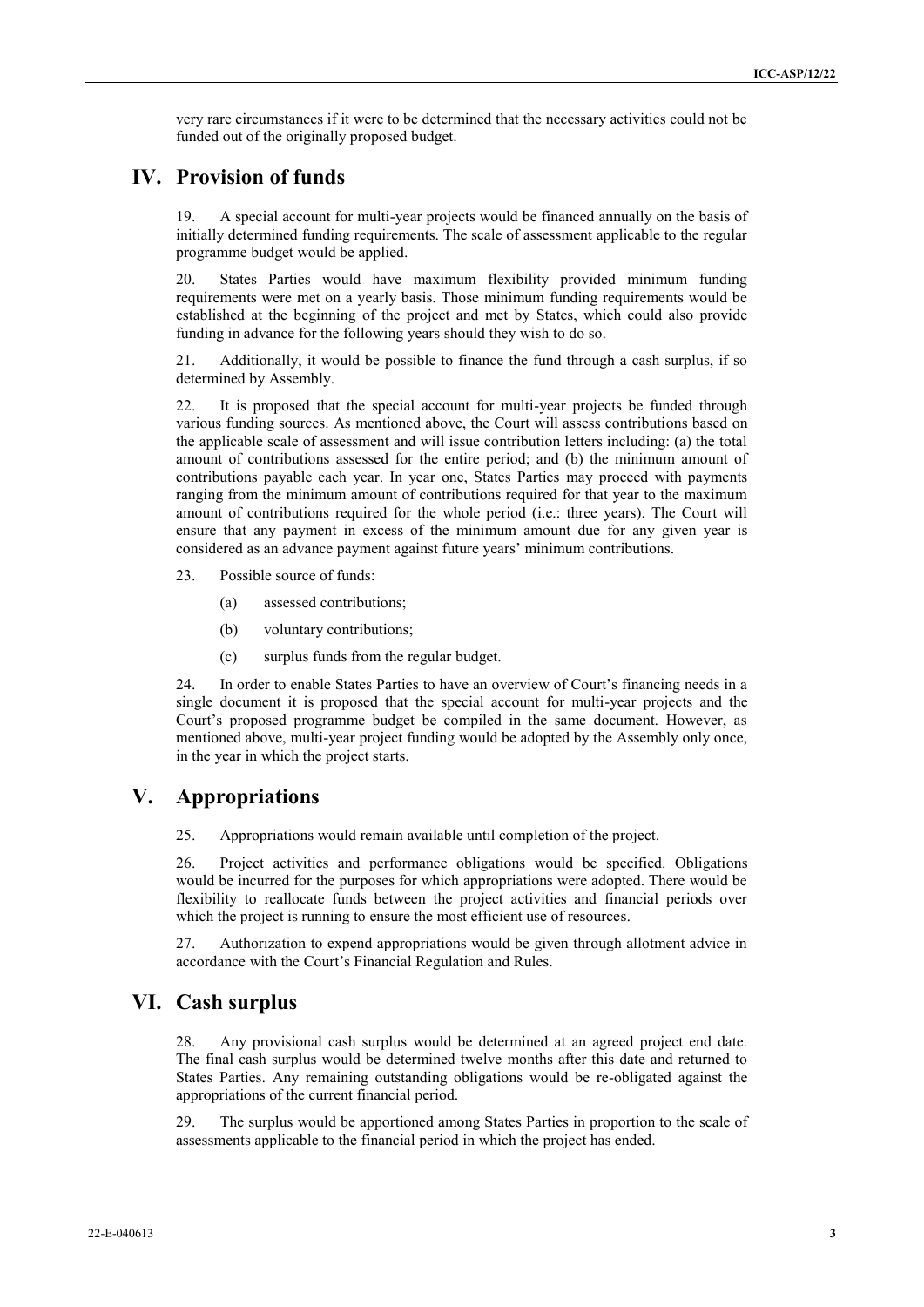very rare circumstances if it were to be determined that the necessary activities could not be funded out of the originally proposed budget.

## IV. Provision of funds

19. A special account for multi-year projects would be financed annually on the basis of initially determined funding requirements. The scale of assessment applicable to the regular programme budget would be applied.

20. States Parties would have maximum flexibility provided minimum funding requirements were met on a yearly basis. Those minimum funding requirements would be established at the beginning of the project and met by States, which could also provide funding in advance for the following years should they wish to do so.

21. Additionally, it would be possible to finance the fund through a cash surplus, if so determined by Assembly.

22. It is proposed that the special account for multi-year projects be funded through various funding sources. As mentioned above, the Court will assess contributions based on the applicable scale of assessment and will issue contribution letters including: (a) the total amount of contributions assessed for the entire period; and (b) the minimum amount of contributions payable each year. In year one, States Parties may proceed with payments ranging from the minimum amount of contributions required for that year to the maximum amount of contributions required for the whole period (i.e.: three years). The Court will ensure that any payment in excess of the minimum amount due for any given year is considered as an advance payment against future years' minimum contributions.

23. Possible source of funds:

(a) assessed contributions;

(b) voluntary contributions;

(c) surplus funds from the regular budget.

24. In order to enable States Parties to have an overview of Court's financing needs in a single document it is proposed that the special account for multi-year projects and the Court's proposed programme budget be compiled in the same document. However, as mentioned above, multi-year project funding would be adopted by the Assembly only once, in the year in which the project starts.

## V. Appropriations

25. Appropriations would remain available until completion of the project.

26. Project activities and performance obligations would be specified. Obligations would be incurred for the purposes for which appropriations were adopted. There would be flexibility to reallocate funds between the project activities and financial periods over which the project is running to ensure the most efficient use of resources.

27. Authorization to expend appropriations would be given through allotment advice in accordance with the Court's Financial Regulation and Rules.

## VI. Cash surplus

28. Any provisional cash surplus would be determined at an agreed project end date. The final cash surplus would be determined twelve months after this date and returned to States Parties. Any remaining outstanding obligations would be re-obligated against the appropriations of the current financial period.

29. The surplus would be apportioned among States Parties in proportion to the scale of assessments applicable to the financial period in which the project has ended.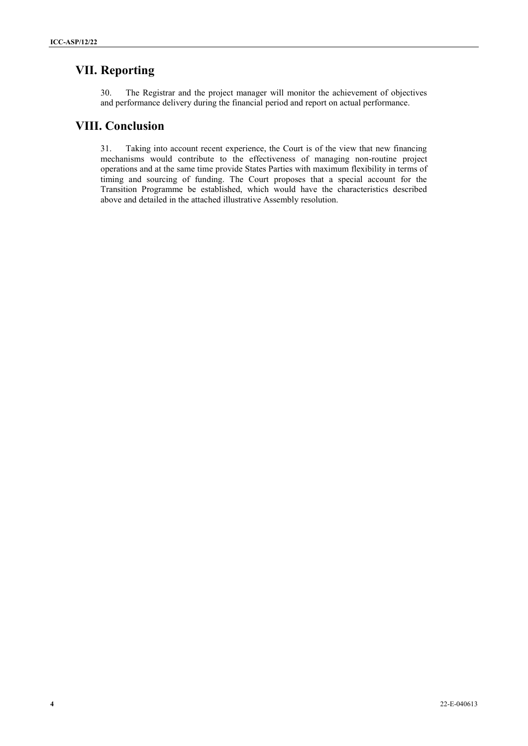# VII. Reporting

30. The Registrar and the project manager will monitor the achievement of objectives and performance delivery during the financial period and report on actual performance.

# VIII. Conclusion

31. Taking into account recent experience, the Court is of the view that new financing mechanisms would contribute to the effectiveness of managing non-routine project operations and at the same time provide States Parties with maximum flexibility in terms of timing and sourcing of funding. The Court proposes that a special account for the Transition Programme be established, which would have the characteristics described above and detailed in the attached illustrative Assembly resolution.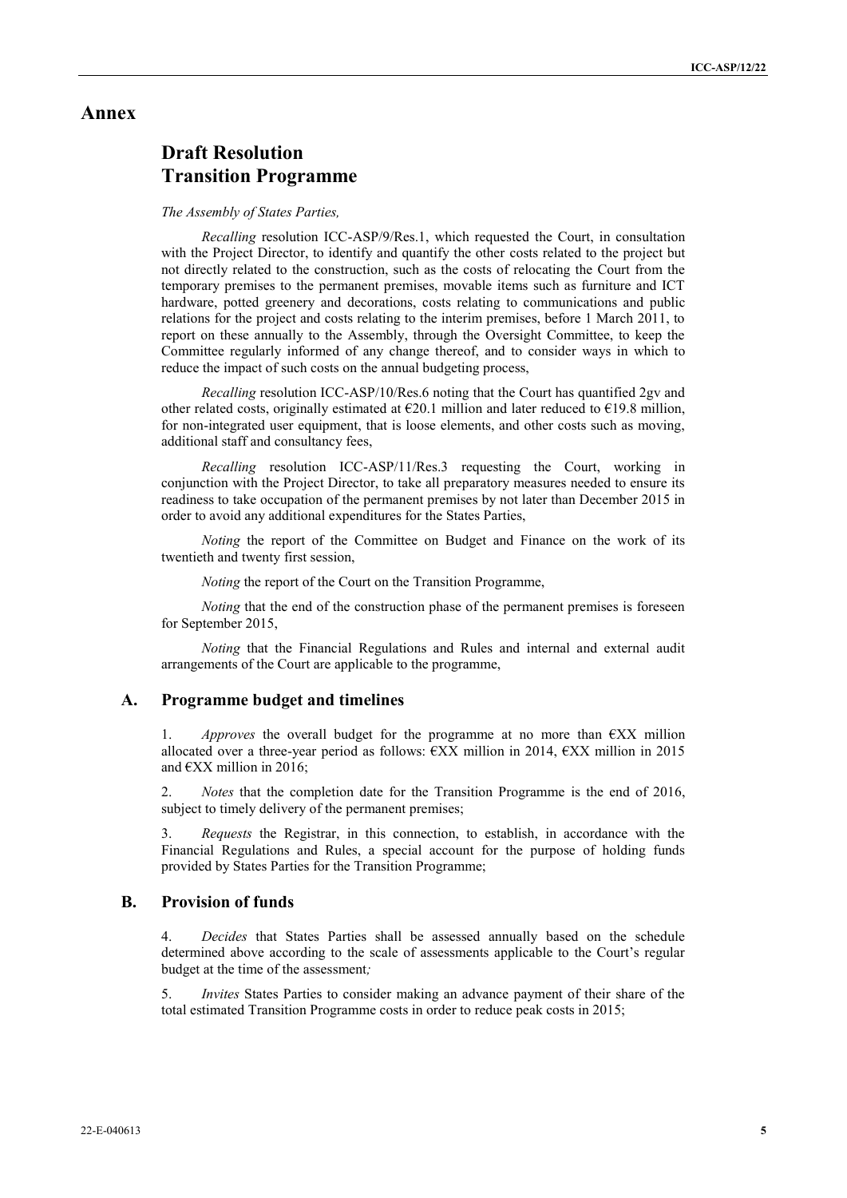# Annex

## Draft Resolution Transition Programme

*The Assembly of States Parties,*

*Recalling* resolution ICC-ASP/9/Res.1, which requested the Court, in consultation with the Project Director, to identify and quantify the other costs related to the project but not directly related to the construction, such as the costs of relocating the Court from the temporary premises to the permanent premises, movable items such as furniture and ICT hardware, potted greenery and decorations, costs relating to communications and public relations for the project and costs relating to the interim premises, before 1 March 2011, to report on these annually to the Assembly, through the Oversight Committee, to keep the Committee regularly informed of any change thereof, and to consider ways in which to reduce the impact of such costs on the annual budgeting process,

*Recalling* resolution ICC-ASP/10/Res.6 noting that the Court has quantified 2gv and other related costs, originally estimated at €20.1 million and later reduced to €19.8 million, for non-integrated user equipment, that is loose elements, and other costs such as moving, additional staff and consultancy fees,

*Recalling* resolution ICC-ASP/11/Res.3 requesting the Court, working in conjunction with the Project Director, to take all preparatory measures needed to ensure its readiness to take occupation of the permanent premises by not later than December 2015 in order to avoid any additional expenditures for the States Parties,

*Noting* the report of the Committee on Budget and Finance on the work of its twentieth and twenty first session,

*Noting* the report of the Court on the Transition Programme,

*Noting* that the end of the construction phase of the permanent premises is foreseen for September 2015,

*Noting* that the Financial Regulations and Rules and internal and external audit arrangements of the Court are applicable to the programme,

### A. Programme budget and timelines

1. *Approves* the overall budget for the programme at no more than €XX million allocated over a three-year period as follows: €XX million in 2014, €XX million in 2015 and €XX million in 2016;

2. *Notes* that the completion date for the Transition Programme is the end of 2016, subject to timely delivery of the permanent premises;

3. *Requests* the Registrar, in this connection, to establish, in accordance with the Financial Regulations and Rules, a special account for the purpose of holding funds provided by States Parties for the Transition Programme;

### B. Provision of funds

4. *Decides* that States Parties shall be assessed annually based on the schedule determined above according to the scale of assessments applicable to the Court's regular budget at the time of the assessment*;*

5. *Invites* States Parties to consider making an advance payment of their share of the total estimated Transition Programme costs in order to reduce peak costs in 2015;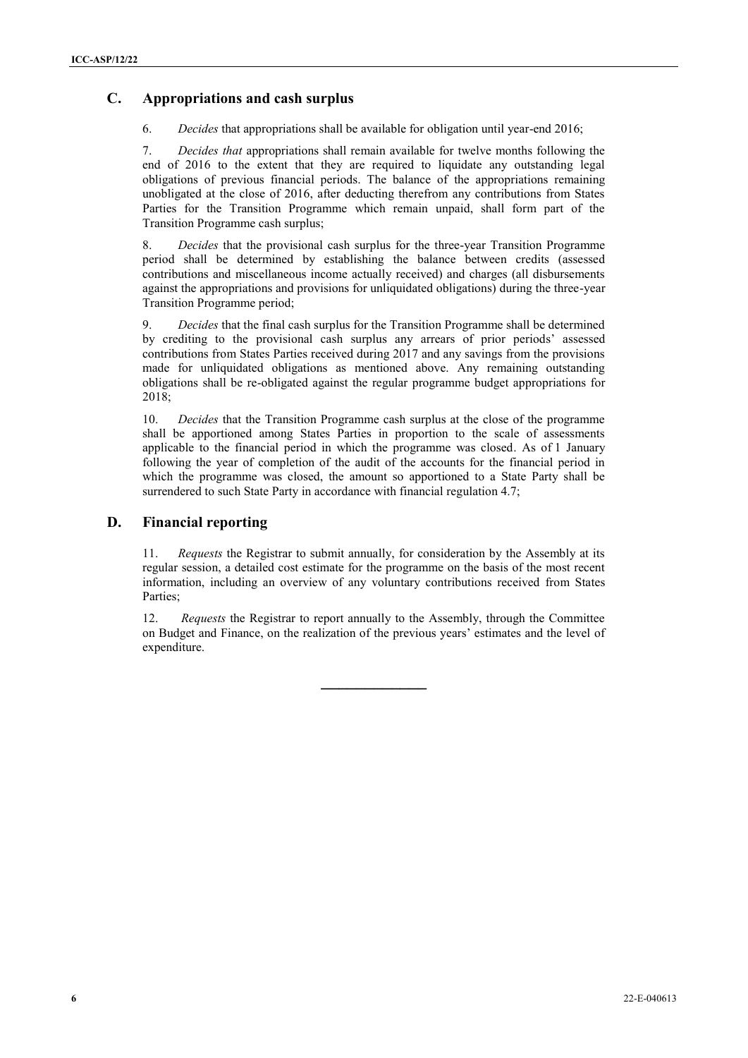## C. Appropriations and cash surplus

6. *Decides* that appropriations shall be available for obligation until year-end 2016;

7. *Decides that* appropriations shall remain available for twelve months following the end of 2016 to the extent that they are required to liquidate any outstanding legal obligations of previous financial periods. The balance of the appropriations remaining unobligated at the close of 2016, after deducting therefrom any contributions from States Parties for the Transition Programme which remain unpaid, shall form part of the Transition Programme cash surplus;

8. *Decides* that the provisional cash surplus for the three-year Transition Programme period shall be determined by establishing the balance between credits (assessed contributions and miscellaneous income actually received) and charges (all disbursements against the appropriations and provisions for unliquidated obligations) during the three-year Transition Programme period;

9. *Decides* that the final cash surplus for the Transition Programme shall be determined by crediting to the provisional cash surplus any arrears of prior periods' assessed contributions from States Parties received during 2017 and any savings from the provisions made for unliquidated obligations as mentioned above. Any remaining outstanding obligations shall be re-obligated against the regular programme budget appropriations for 2018;

10. *Decides* that the Transition Programme cash surplus at the close of the programme shall be apportioned among States Parties in proportion to the scale of assessments applicable to the financial period in which the programme was closed. As of 1 January following the year of completion of the audit of the accounts for the financial period in which the programme was closed, the amount so apportioned to a State Party shall be surrendered to such State Party in accordance with financial regulation 4.7;

## D. Financial reporting

11. *Requests* the Registrar to submit annually, for consideration by the Assembly at its regular session, a detailed cost estimate for the programme on the basis of the most recent information, including an overview of any voluntary contributions received from States Parties;

12. *Requests* the Registrar to report annually to the Assembly, through the Committee on Budget and Finance, on the realization of the previous years' estimates and the level of expenditure.

---